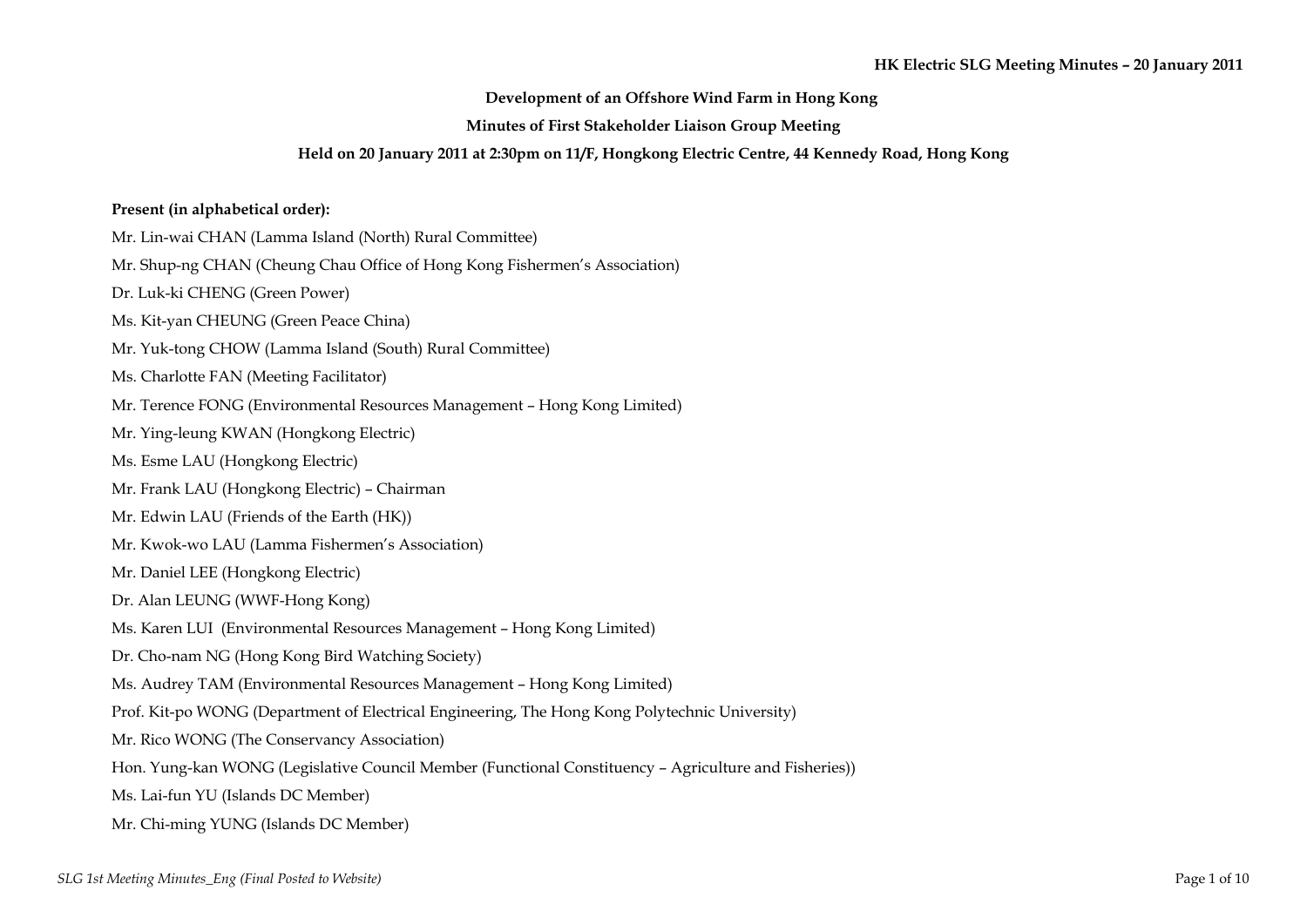**Development of an Offshore Wind Farm in Hong Kong**

**Minutes of First Stakeholder Liaison Group Meeting**

**Held on 20 January 2011 at 2:30pm on 11/F, Hongkong Electric Centre, 44 Kennedy Road, Hong Kong**

**Present (in alphabetical order):**

Mr. Lin-wai CHAN (Lamma Island (North) Rural Committee)

Mr. Shup-ng CHAN (Cheung Chau Office of Hong Kong Fishermen's Association)

Dr. Luk-ki CHENG (Green Power)

Ms. Kit-yan CHEUNG (Green Peace China)

Mr. Yuk-tong CHOW (Lamma Island (South) Rural Committee)

Ms. Charlotte FAN (Meeting Facilitator)

Mr. Terence FONG (Environmental Resources Management – Hong Kong Limited)

Mr. Ying-leung KWAN (Hongkong Electric)

Ms. Esme LAU (Hongkong Electric)

Mr. Frank LAU (Hongkong Electric) – Chairman

Mr. Edwin LAU (Friends of the Earth (HK))

Mr. Kwok-wo LAU (Lamma Fishermen's Association)

Mr. Daniel LEE (Hongkong Electric)

Dr. Alan LEUNG (WWF-Hong Kong)

Ms. Karen LUI (Environmental Resources Management – Hong Kong Limited)

Dr. Cho-nam NG (Hong Kong Bird Watching Society)

Ms. Audrey TAM (Environmental Resources Management – Hong Kong Limited)

Prof. Kit-po WONG (Department of Electrical Engineering, The Hong Kong Polytechnic University)

Mr. Rico WONG (The Conservancy Association)

Hon. Yung-kan WONG (Legislative Council Member (Functional Constituency – Agriculture and Fisheries))

Ms. Lai-fun YU (Islands DC Member)

Mr. Chi-ming YUNG (Islands DC Member)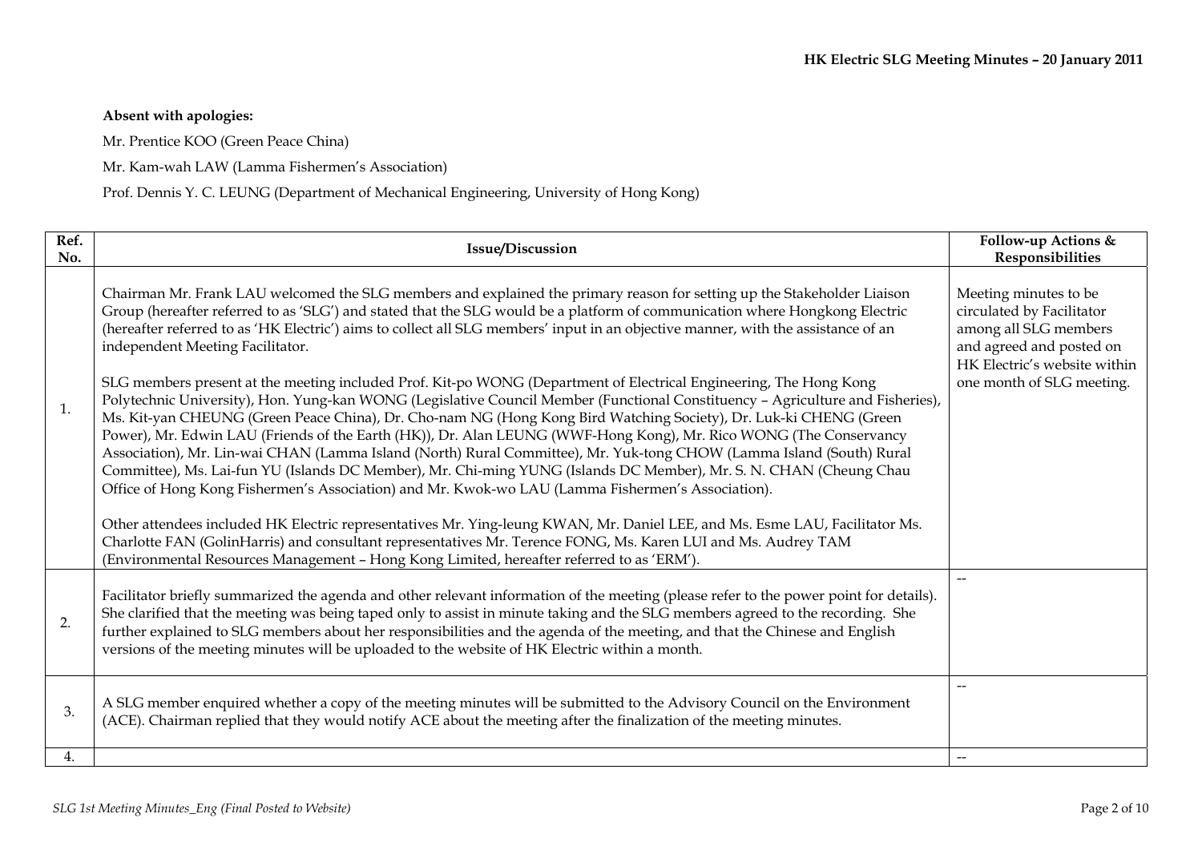**Absent with apologies:**

Mr. Prentice KOO (Green Peace China)

Mr. Kam-wah LAW (Lamma Fishermen's Association)

Prof. Dennis Y. C. LEUNG (Department of Mechanical Engineering, University of Hong Kong)

| Ref. No. | Issue/Discussion | Follow-up Actions & Responsibilities |
|---|---|---|
| 1. | Chairman Mr. Frank LAU welcomed the SLG members and explained the primary reason for setting up the Stakeholder Liaison Group (hereafter referred to as 'SLG') and stated that the SLG would be a platform of communication where Hongkong Electric (hereafter referred to as 'HK Electric') aims to collect all SLG members' input in an objective manner, with the assistance of an independent Meeting Facilitator.<br><br>SLG members present at the meeting included Prof. Kit-po WONG (Department of Electrical Engineering, The Hong Kong Polytechnic University), Hon. Yung-kan WONG (Legislative Council Member (Functional Constituency – Agriculture and Fisheries), Ms. Kit-yan CHEUNG (Green Peace China), Dr. Cho-nam NG (Hong Kong Bird Watching Society), Dr. Luk-ki CHENG (Green Power), Mr. Edwin LAU (Friends of the Earth (HK)), Dr. Alan LEUNG (WWF-Hong Kong), Mr. Rico WONG (The Conservancy Association), Mr. Lin-wai CHAN (Lamma Island (North) Rural Committee), Mr. Yuk-tong CHOW (Lamma Island (South) Rural Committee), Ms. Lai-fun YU (Islands DC Member), Mr. Chi-ming YUNG (Islands DC Member), Mr. S. N. CHAN (Cheung Chau Office of Hong Kong Fishermen's Association) and Mr. Kwok-wo LAU (Lamma Fishermen's Association).<br><br>Other attendees included HK Electric representatives Mr. Ying-leung KWAN, Mr. Daniel LEE, and Ms. Esme LAU, Facilitator Ms. Charlotte FAN (GolinHarris) and consultant representatives Mr. Terence FONG, Ms. Karen LUI and Ms. Audrey TAM (Environmental Resources Management – Hong Kong Limited, hereafter referred to as 'ERM'). | Meeting minutes to be circulated by Facilitator among all SLG members and agreed and posted on HK Electric's website within one month of SLG meeting. |
| 2. | Facilitator briefly summarized the agenda and other relevant information of the meeting (please refer to the power point for details). She clarified that the meeting was being taped only to assist in minute taking and the SLG members agreed to the recording. She further explained to SLG members about her responsibilities and the agenda of the meeting, and that the Chinese and English versions of the meeting minutes will be uploaded to the website of HK Electric within a month. | -- |
| 3. | A SLG member enquired whether a copy of the meeting minutes will be submitted to the Advisory Council on the Environment (ACE). Chairman replied that they would notify ACE about the meeting after the finalization of the meeting minutes. | -- |
| 4. | | -- |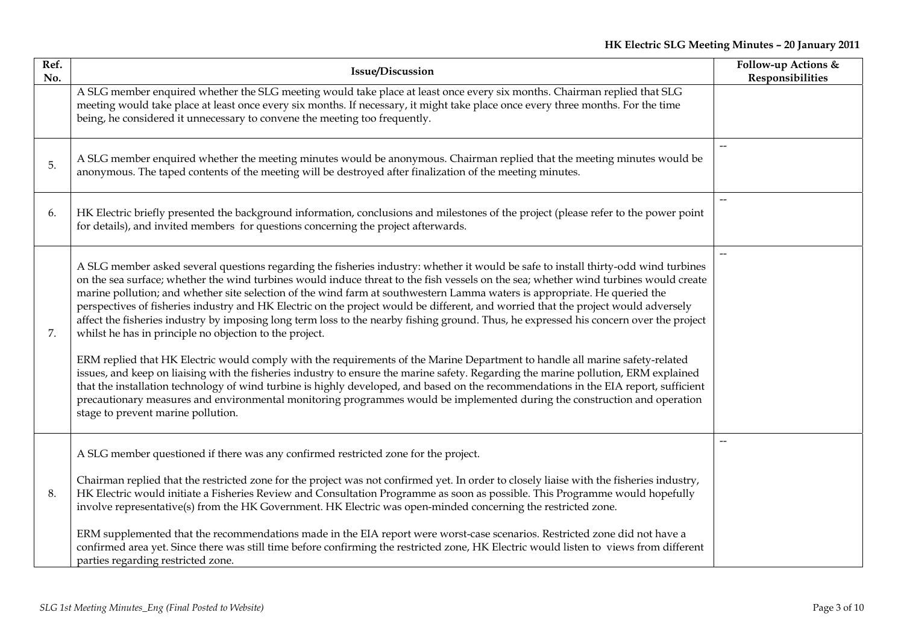| Ref. No. | Issue/Discussion | Follow-up Actions & Responsibilities |
|---|---|---|
| | A SLG member enquired whether the SLG meeting would take place at least once every six months. Chairman replied that SLG meeting would take place at least once every six months. If necessary, it might take place once every three months. For the time being, he considered it unnecessary to convene the meeting too frequently. | |
| 5. | A SLG member enquired whether the meeting minutes would be anonymous. Chairman replied that the meeting minutes would be anonymous. The taped contents of the meeting will be destroyed after finalization of the meeting minutes. | -- |
| 6. | HK Electric briefly presented the background information, conclusions and milestones of the project (please refer to the power point for details), and invited members for questions concerning the project afterwards. | -- |
| 7. | A SLG member asked several questions regarding the fisheries industry: whether it would be safe to install thirty-odd wind turbines on the sea surface; whether the wind turbines would induce threat to the fish vessels on the sea; whether wind turbines would create marine pollution; and whether site selection of the wind farm at southwestern Lamma waters is appropriate. He queried the perspectives of fisheries industry and HK Electric on the project would be different, and worried that the project would adversely affect the fisheries industry by imposing long term loss to the nearby fishing ground. Thus, he expressed his concern over the project whilst he has in principle no objection to the project.<br><br>ERM replied that HK Electric would comply with the requirements of the Marine Department to handle all marine safety-related issues, and keep on liaising with the fisheries industry to ensure the marine safety. Regarding the marine pollution, ERM explained that the installation technology of wind turbine is highly developed, and based on the recommendations in the EIA report, sufficient precautionary measures and environmental monitoring programmes would be implemented during the construction and operation stage to prevent marine pollution. | -- |
| 8. | A SLG member questioned if there was any confirmed restricted zone for the project.<br><br>Chairman replied that the restricted zone for the project was not confirmed yet. In order to closely liaise with the fisheries industry, HK Electric would initiate a Fisheries Review and Consultation Programme as soon as possible. This Programme would hopefully involve representative(s) from the HK Government. HK Electric was open-minded concerning the restricted zone.<br><br>ERM supplemented that the recommendations made in the EIA report were worst-case scenarios. Restricted zone did not have a confirmed area yet. Since there was still time before confirming the restricted zone, HK Electric would listen to views from different parties regarding restricted zone. | -- |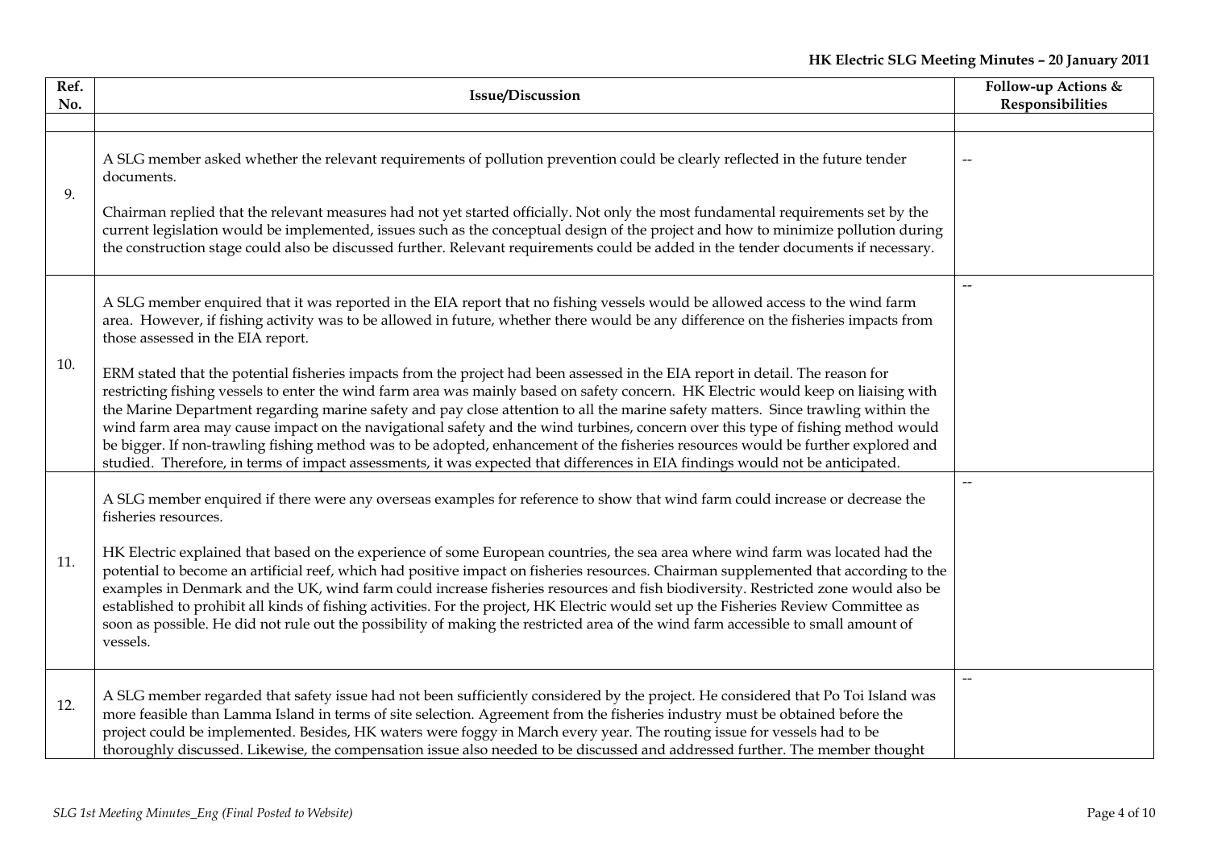| Ref. No. | Issue/Discussion | Follow-up Actions & Responsibilities |
|---|---|---|
| | | |
| 9. | A SLG member asked whether the relevant requirements of pollution prevention could be clearly reflected in the future tender documents.<br><br>Chairman replied that the relevant measures had not yet started officially. Not only the most fundamental requirements set by the current legislation would be implemented, issues such as the conceptual design of the project and how to minimize pollution during the construction stage could also be discussed further. Relevant requirements could be added in the tender documents if necessary. | -- |
| 10. | A SLG member enquired that it was reported in the EIA report that no fishing vessels would be allowed access to the wind farm area. However, if fishing activity was to be allowed in future, whether there would be any difference on the fisheries impacts from those assessed in the EIA report.<br><br>ERM stated that the potential fisheries impacts from the project had been assessed in the EIA report in detail. The reason for restricting fishing vessels to enter the wind farm area was mainly based on safety concern. HK Electric would keep on liaising with the Marine Department regarding marine safety and pay close attention to all the marine safety matters. Since trawling within the wind farm area may cause impact on the navigational safety and the wind turbines, concern over this type of fishing method would be bigger. If non-trawling fishing method was to be adopted, enhancement of the fisheries resources would be further explored and studied. Therefore, in terms of impact assessments, it was expected that differences in EIA findings would not be anticipated. | -- |
| 11. | A SLG member enquired if there were any overseas examples for reference to show that wind farm could increase or decrease the fisheries resources.<br><br>HK Electric explained that based on the experience of some European countries, the sea area where wind farm was located had the potential to become an artificial reef, which had positive impact on fisheries resources. Chairman supplemented that according to the examples in Denmark and the UK, wind farm could increase fisheries resources and fish biodiversity. Restricted zone would also be established to prohibit all kinds of fishing activities. For the project, HK Electric would set up the Fisheries Review Committee as soon as possible. He did not rule out the possibility of making the restricted area of the wind farm accessible to small amount of vessels. | -- |
| 12. | A SLG member regarded that safety issue had not been sufficiently considered by the project. He considered that Po Toi Island was more feasible than Lamma Island in terms of site selection. Agreement from the fisheries industry must be obtained before the project could be implemented. Besides, HK waters were foggy in March every year. The routing issue for vessels had to be thoroughly discussed. Likewise, the compensation issue also needed to be discussed and addressed further. The member thought | -- |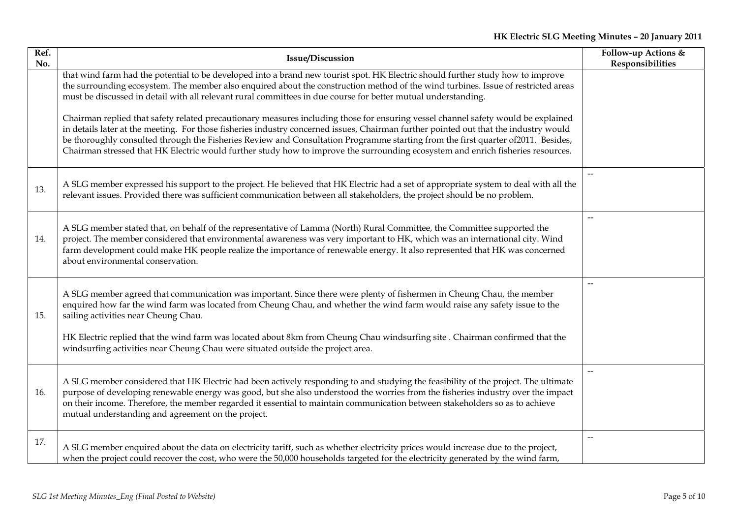| Ref. No. | Issue/Discussion | Follow-up Actions & Responsibilities |
|---|---|---|
| | that wind farm had the potential to be developed into a brand new tourist spot. HK Electric should further study how to improve the surrounding ecosystem. The member also enquired about the construction method of the wind turbines. Issue of restricted areas must be discussed in detail with all relevant rural committees in due course for better mutual understanding.<br><br>Chairman replied that safety related precautionary measures including those for ensuring vessel channel safety would be explained in details later at the meeting. For those fisheries industry concerned issues, Chairman further pointed out that the industry would be thoroughly consulted through the Fisheries Review and Consultation Programme starting from the first quarter of2011. Besides, Chairman stressed that HK Electric would further study how to improve the surrounding ecosystem and enrich fisheries resources. | |
| 13. | A SLG member expressed his support to the project. He believed that HK Electric had a set of appropriate system to deal with all the relevant issues. Provided there was sufficient communication between all stakeholders, the project should be no problem. | -- |
| 14. | A SLG member stated that, on behalf of the representative of Lamma (North) Rural Committee, the Committee supported the project. The member considered that environmental awareness was very important to HK, which was an international city. Wind farm development could make HK people realize the importance of renewable energy. It also represented that HK was concerned about environmental conservation. | -- |
| 15. | A SLG member agreed that communication was important. Since there were plenty of fishermen in Cheung Chau, the member enquired how far the wind farm was located from Cheung Chau, and whether the wind farm would raise any safety issue to the sailing activities near Cheung Chau.<br><br>HK Electric replied that the wind farm was located about 8km from Cheung Chau windsurfing site . Chairman confirmed that the windsurfing activities near Cheung Chau were situated outside the project area. | -- |
| 16. | A SLG member considered that HK Electric had been actively responding to and studying the feasibility of the project. The ultimate purpose of developing renewable energy was good, but she also understood the worries from the fisheries industry over the impact on their income. Therefore, the member regarded it essential to maintain communication between stakeholders so as to achieve mutual understanding and agreement on the project. | -- |
| 17. | A SLG member enquired about the data on electricity tariff, such as whether electricity prices would increase due to the project, when the project could recover the cost, who were the 50,000 households targeted for the electricity generated by the wind farm, | -- |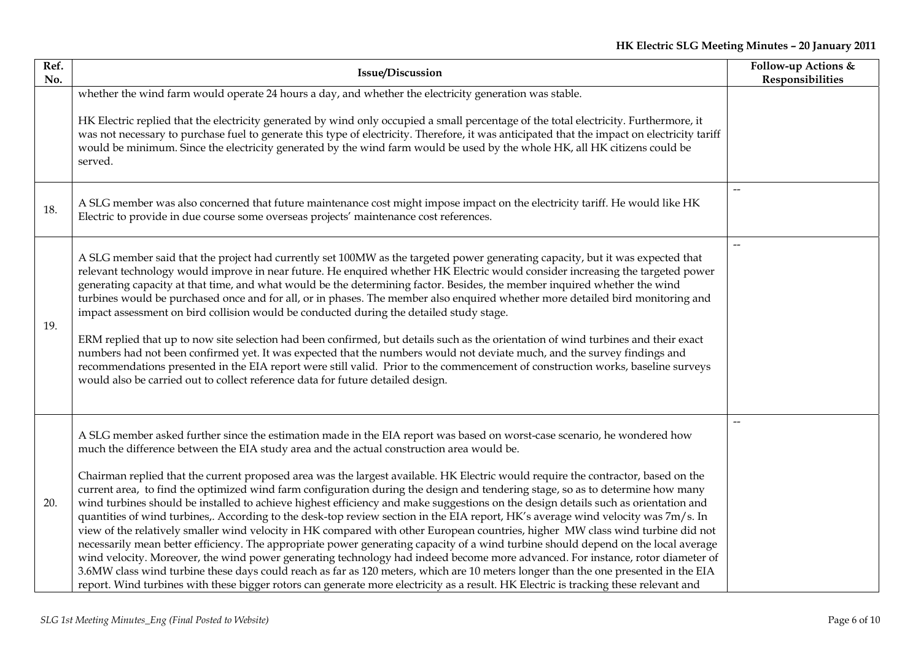| Ref. No. | Issue/Discussion | Follow-up Actions & Responsibilities |
| --- | --- | --- |
| | whether the wind farm would operate 24 hours a day, and whether the electricity generation was stable.<br><br>HK Electric replied that the electricity generated by wind only occupied a small percentage of the total electricity. Furthermore, it was not necessary to purchase fuel to generate this type of electricity. Therefore, it was anticipated that the impact on electricity tariff would be minimum. Since the electricity generated by the wind farm would be used by the whole HK, all HK citizens could be served. | |
| 18. | A SLG member was also concerned that future maintenance cost might impose impact on the electricity tariff. He would like HK Electric to provide in due course some overseas projects' maintenance cost references. | -- |
| 19. | A SLG member said that the project had currently set 100MW as the targeted power generating capacity, but it was expected that relevant technology would improve in near future. He enquired whether HK Electric would consider increasing the targeted power generating capacity at that time, and what would be the determining factor. Besides, the member inquired whether the wind turbines would be purchased once and for all, or in phases. The member also enquired whether more detailed bird monitoring and impact assessment on bird collision would be conducted during the detailed study stage.<br><br>ERM replied that up to now site selection had been confirmed, but details such as the orientation of wind turbines and their exact numbers had not been confirmed yet. It was expected that the numbers would not deviate much, and the survey findings and recommendations presented in the EIA report were still valid. Prior to the commencement of construction works, baseline surveys would also be carried out to collect reference data for future detailed design. | -- |
| 20. | A SLG member asked further since the estimation made in the EIA report was based on worst-case scenario, he wondered how much the difference between the EIA study area and the actual construction area would be.<br><br>Chairman replied that the current proposed area was the largest available. HK Electric would require the contractor, based on the current area, to find the optimized wind farm configuration during the design and tendering stage, so as to determine how many wind turbines should be installed to achieve highest efficiency and make suggestions on the design details such as orientation and quantities of wind turbines,. According to the desk-top review section in the EIA report, HK's average wind velocity was 7m/s. In view of the relatively smaller wind velocity in HK compared with other European countries, higher MW class wind turbine did not necessarily mean better efficiency. The appropriate power generating capacity of a wind turbine should depend on the local average wind velocity. Moreover, the wind power generating technology had indeed become more advanced. For instance, rotor diameter of 3.6MW class wind turbine these days could reach as far as 120 meters, which are 10 meters longer than the one presented in the EIA report. Wind turbines with these bigger rotors can generate more electricity as a result. HK Electric is tracking these relevant and | -- |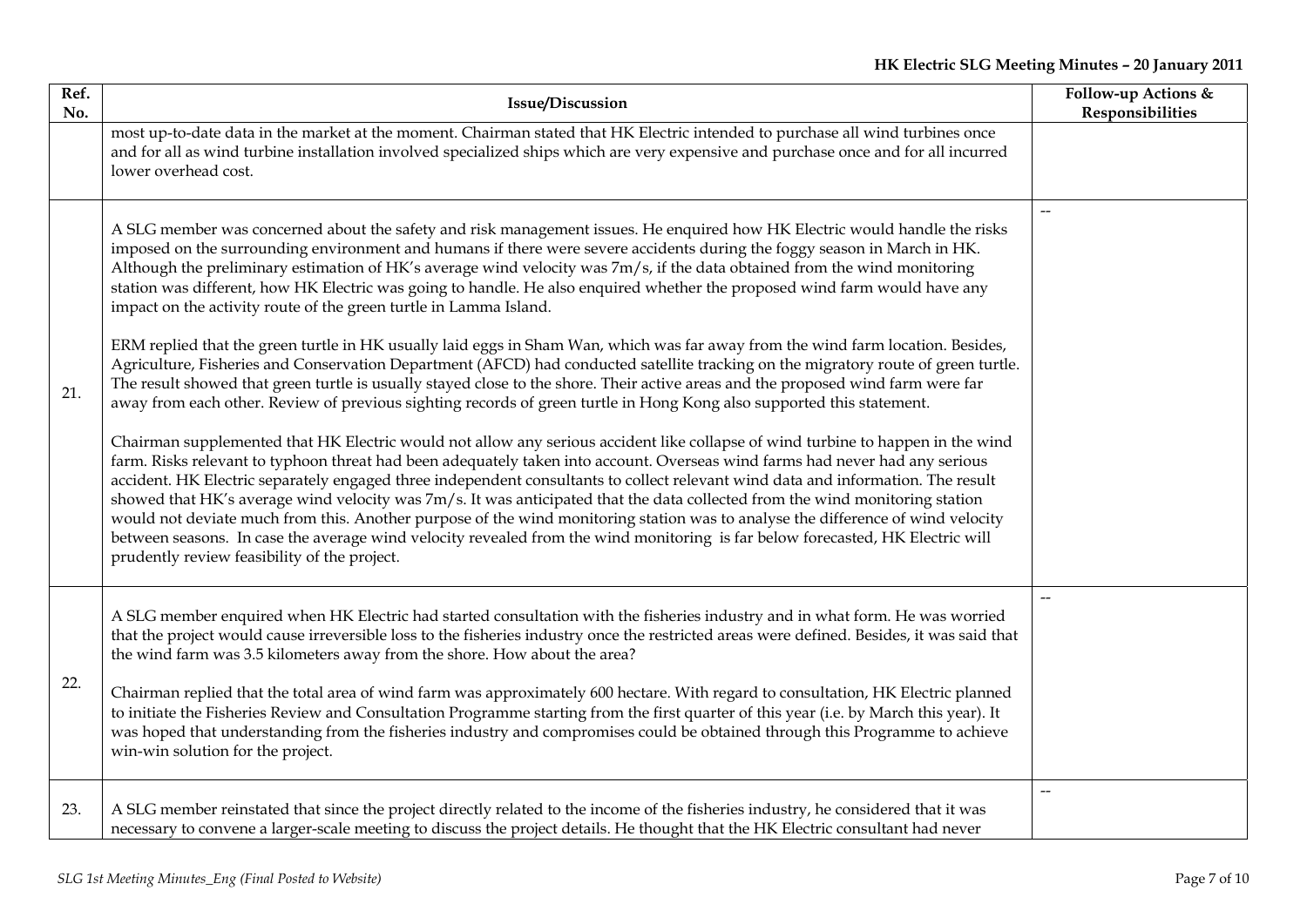| Ref. No. | Issue/Discussion | Follow-up Actions & Responsibilities |
|---|---|---|
| | most up-to-date data in the market at the moment. Chairman stated that HK Electric intended to purchase all wind turbines once and for all as wind turbine installation involved specialized ships which are very expensive and purchase once and for all incurred lower overhead cost. | |
| 21. | A SLG member was concerned about the safety and risk management issues. He enquired how HK Electric would handle the risks imposed on the surrounding environment and humans if there were severe accidents during the foggy season in March in HK. Although the preliminary estimation of HK's average wind velocity was 7m/s, if the data obtained from the wind monitoring station was different, how HK Electric was going to handle. He also enquired whether the proposed wind farm would have any impact on the activity route of the green turtle in Lamma Island.<br><br>ERM replied that the green turtle in HK usually laid eggs in Sham Wan, which was far away from the wind farm location. Besides, Agriculture, Fisheries and Conservation Department (AFCD) had conducted satellite tracking on the migratory route of green turtle. The result showed that green turtle is usually stayed close to the shore. Their active areas and the proposed wind farm were far away from each other. Review of previous sighting records of green turtle in Hong Kong also supported this statement.<br><br>Chairman supplemented that HK Electric would not allow any serious accident like collapse of wind turbine to happen in the wind farm. Risks relevant to typhoon threat had been adequately taken into account. Overseas wind farms had never had any serious accident. HK Electric separately engaged three independent consultants to collect relevant wind data and information. The result showed that HK's average wind velocity was 7m/s. It was anticipated that the data collected from the wind monitoring station would not deviate much from this. Another purpose of the wind monitoring station was to analyse the difference of wind velocity between seasons. In case the average wind velocity revealed from the wind monitoring is far below forecasted, HK Electric will prudently review feasibility of the project. | -- |
| 22. | A SLG member enquired when HK Electric had started consultation with the fisheries industry and in what form. He was worried that the project would cause irreversible loss to the fisheries industry once the restricted areas were defined. Besides, it was said that the wind farm was 3.5 kilometers away from the shore. How about the area?<br><br>Chairman replied that the total area of wind farm was approximately 600 hectare. With regard to consultation, HK Electric planned to initiate the Fisheries Review and Consultation Programme starting from the first quarter of this year (i.e. by March this year). It was hoped that understanding from the fisheries industry and compromises could be obtained through this Programme to achieve win-win solution for the project. | -- |
| 23. | A SLG member reinstated that since the project directly related to the income of the fisheries industry, he considered that it was necessary to convene a larger-scale meeting to discuss the project details. He thought that the HK Electric consultant had never | -- |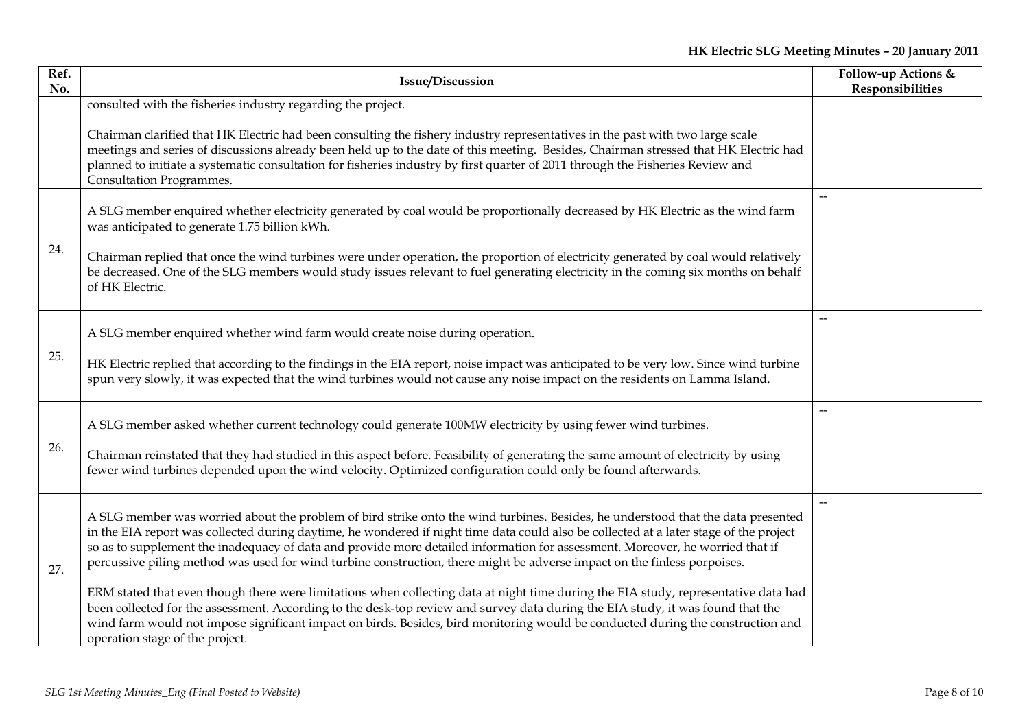| Ref. No. | Issue/Discussion | Follow-up Actions & Responsibilities |
|---|---|---|
| | consulted with the fisheries industry regarding the project.<br><br>Chairman clarified that HK Electric had been consulting the fishery industry representatives in the past with two large scale meetings and series of discussions already been held up to the date of this meeting. Besides, Chairman stressed that HK Electric had planned to initiate a systematic consultation for fisheries industry by first quarter of 2011 through the Fisheries Review and Consultation Programmes. | |
| 24. | A SLG member enquired whether electricity generated by coal would be proportionally decreased by HK Electric as the wind farm was anticipated to generate 1.75 billion kWh.<br><br>Chairman replied that once the wind turbines were under operation, the proportion of electricity generated by coal would relatively be decreased. One of the SLG members would study issues relevant to fuel generating electricity in the coming six months on behalf of HK Electric. | -- |
| 25. | A SLG member enquired whether wind farm would create noise during operation.<br><br>HK Electric replied that according to the findings in the EIA report, noise impact was anticipated to be very low. Since wind turbine spun very slowly, it was expected that the wind turbines would not cause any noise impact on the residents on Lamma Island. | -- |
| 26. | A SLG member asked whether current technology could generate 100MW electricity by using fewer wind turbines.<br><br>Chairman reinstated that they had studied in this aspect before. Feasibility of generating the same amount of electricity by using fewer wind turbines depended upon the wind velocity. Optimized configuration could only be found afterwards. | -- |
| 27. | A SLG member was worried about the problem of bird strike onto the wind turbines. Besides, he understood that the data presented in the EIA report was collected during daytime, he wondered if night time data could also be collected at a later stage of the project so as to supplement the inadequacy of data and provide more detailed information for assessment. Moreover, he worried that if percussive piling method was used for wind turbine construction, there might be adverse impact on the finless porpoises.<br><br>ERM stated that even though there were limitations when collecting data at night time during the EIA study, representative data had been collected for the assessment. According to the desk-top review and survey data during the EIA study, it was found that the wind farm would not impose significant impact on birds. Besides, bird monitoring would be conducted during the construction and operation stage of the project. | -- |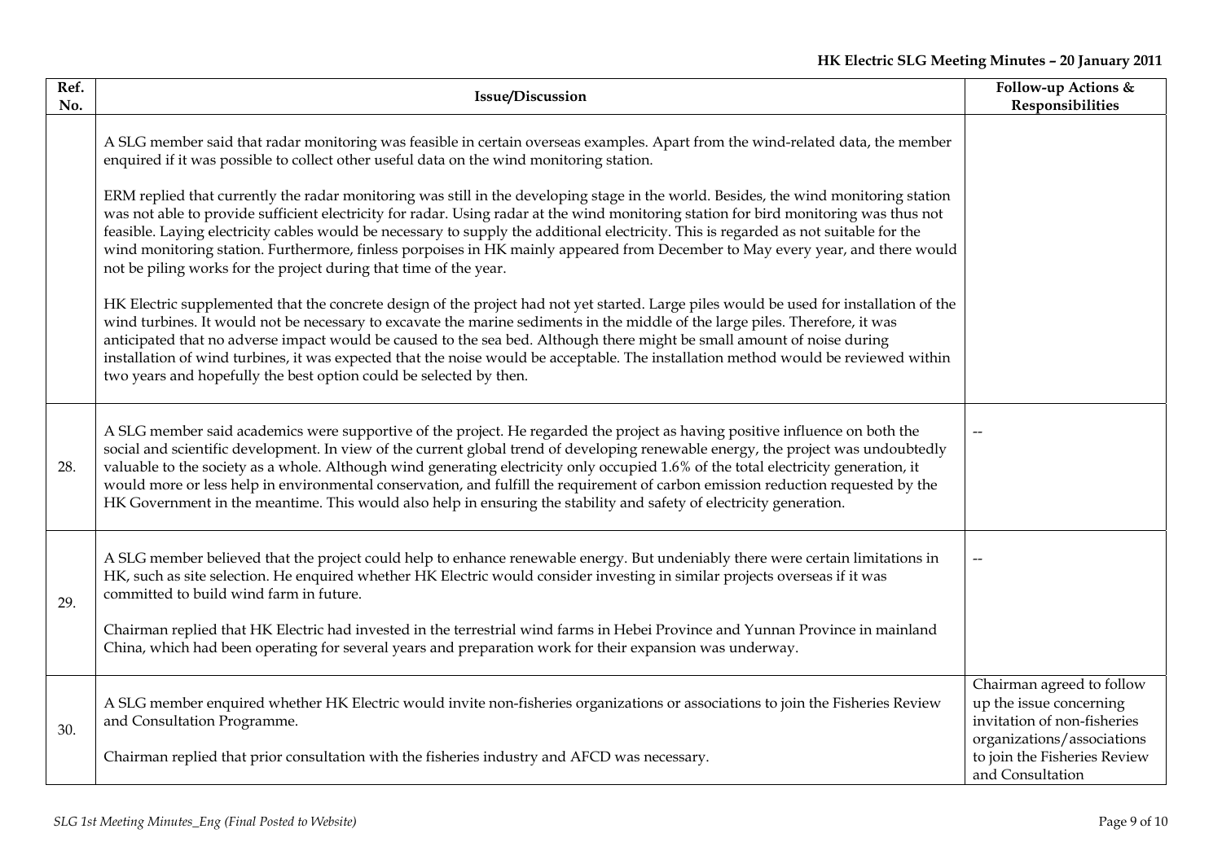| Ref. No. | Issue/Discussion | Follow-up Actions & Responsibilities |
|---|---|---|
| | A SLG member said that radar monitoring was feasible in certain overseas examples. Apart from the wind-related data, the member enquired if it was possible to collect other useful data on the wind monitoring station.<br><br>ERM replied that currently the radar monitoring was still in the developing stage in the world. Besides, the wind monitoring station was not able to provide sufficient electricity for radar. Using radar at the wind monitoring station for bird monitoring was thus not feasible. Laying electricity cables would be necessary to supply the additional electricity. This is regarded as not suitable for the wind monitoring station. Furthermore, finless porpoises in HK mainly appeared from December to May every year, and there would not be piling works for the project during that time of the year.<br><br>HK Electric supplemented that the concrete design of the project had not yet started. Large piles would be used for installation of the wind turbines. It would not be necessary to excavate the marine sediments in the middle of the large piles. Therefore, it was anticipated that no adverse impact would be caused to the sea bed. Although there might be small amount of noise during installation of wind turbines, it was expected that the noise would be acceptable. The installation method would be reviewed within two years and hopefully the best option could be selected by then. | |
| 28. | A SLG member said academics were supportive of the project. He regarded the project as having positive influence on both the social and scientific development. In view of the current global trend of developing renewable energy, the project was undoubtedly valuable to the society as a whole. Although wind generating electricity only occupied 1.6% of the total electricity generation, it would more or less help in environmental conservation, and fulfill the requirement of carbon emission reduction requested by the HK Government in the meantime. This would also help in ensuring the stability and safety of electricity generation. | -- |
| 29. | A SLG member believed that the project could help to enhance renewable energy. But undeniably there were certain limitations in HK, such as site selection. He enquired whether HK Electric would consider investing in similar projects overseas if it was committed to build wind farm in future.<br><br>Chairman replied that HK Electric had invested in the terrestrial wind farms in Hebei Province and Yunnan Province in mainland China, which had been operating for several years and preparation work for their expansion was underway. | -- |
| 30. | A SLG member enquired whether HK Electric would invite non-fisheries organizations or associations to join the Fisheries Review and Consultation Programme.<br><br>Chairman replied that prior consultation with the fisheries industry and AFCD was necessary. | Chairman agreed to follow up the issue concerning invitation of non-fisheries organizations/associations to join the Fisheries Review and Consultation |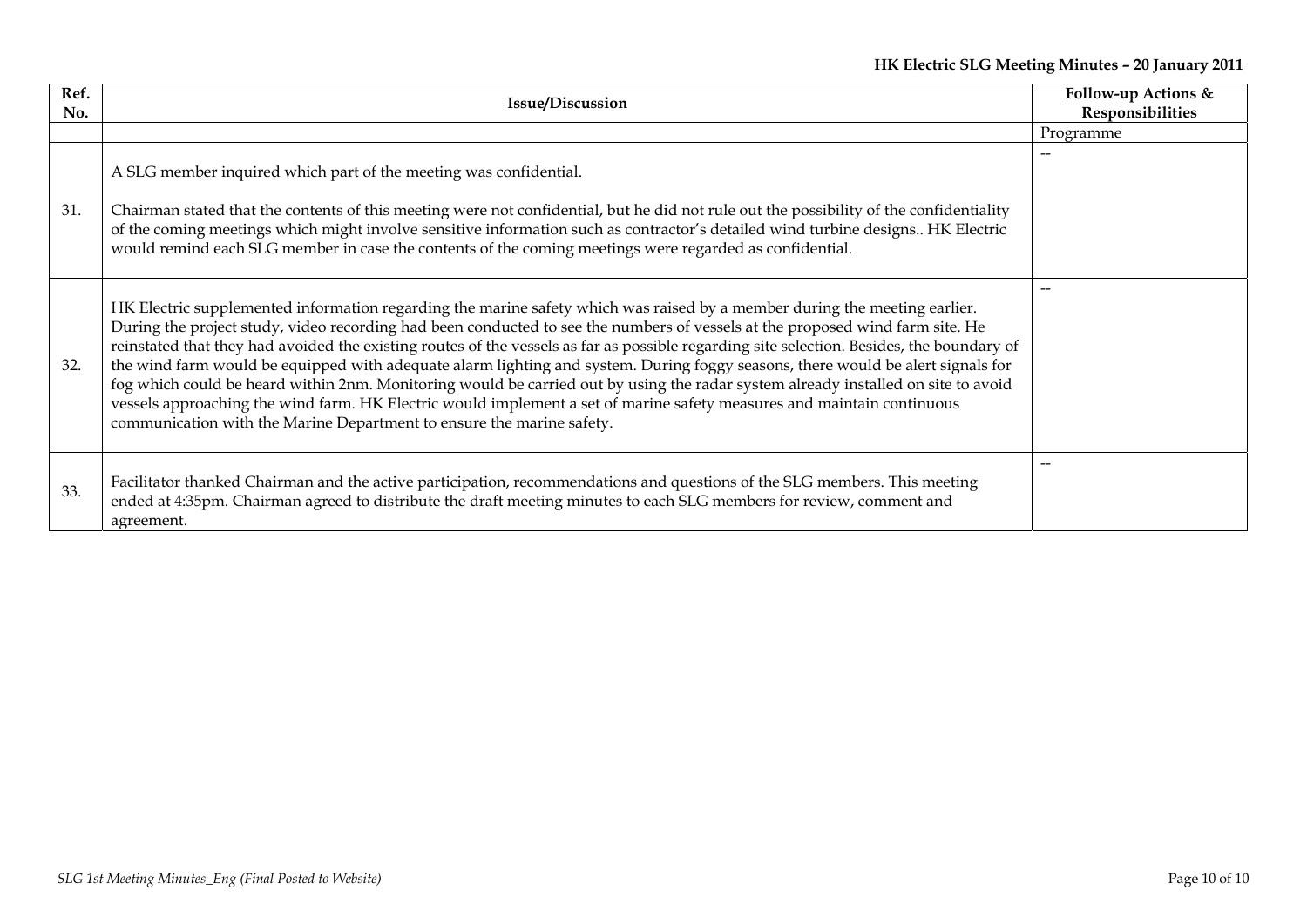| Ref. No. | Issue/Discussion | Follow-up Actions & Responsibilities |
|---|---|---|
| | | Programme |
| 31. | A SLG member inquired which part of the meeting was confidential.<br><br>Chairman stated that the contents of this meeting were not confidential, but he did not rule out the possibility of the confidentiality of the coming meetings which might involve sensitive information such as contractor's detailed wind turbine designs.. HK Electric would remind each SLG member in case the contents of the coming meetings were regarded as confidential. | -- |
| 32. | HK Electric supplemented information regarding the marine safety which was raised by a member during the meeting earlier. During the project study, video recording had been conducted to see the numbers of vessels at the proposed wind farm site. He reinstated that they had avoided the existing routes of the vessels as far as possible regarding site selection. Besides, the boundary of the wind farm would be equipped with adequate alarm lighting and system. During foggy seasons, there would be alert signals for fog which could be heard within 2nm. Monitoring would be carried out by using the radar system already installed on site to avoid vessels approaching the wind farm. HK Electric would implement a set of marine safety measures and maintain continuous communication with the Marine Department to ensure the marine safety. | -- |
| 33. | Facilitator thanked Chairman and the active participation, recommendations and questions of the SLG members. This meeting ended at 4:35pm. Chairman agreed to distribute the draft meeting minutes to each SLG members for review, comment and agreement. | -- |